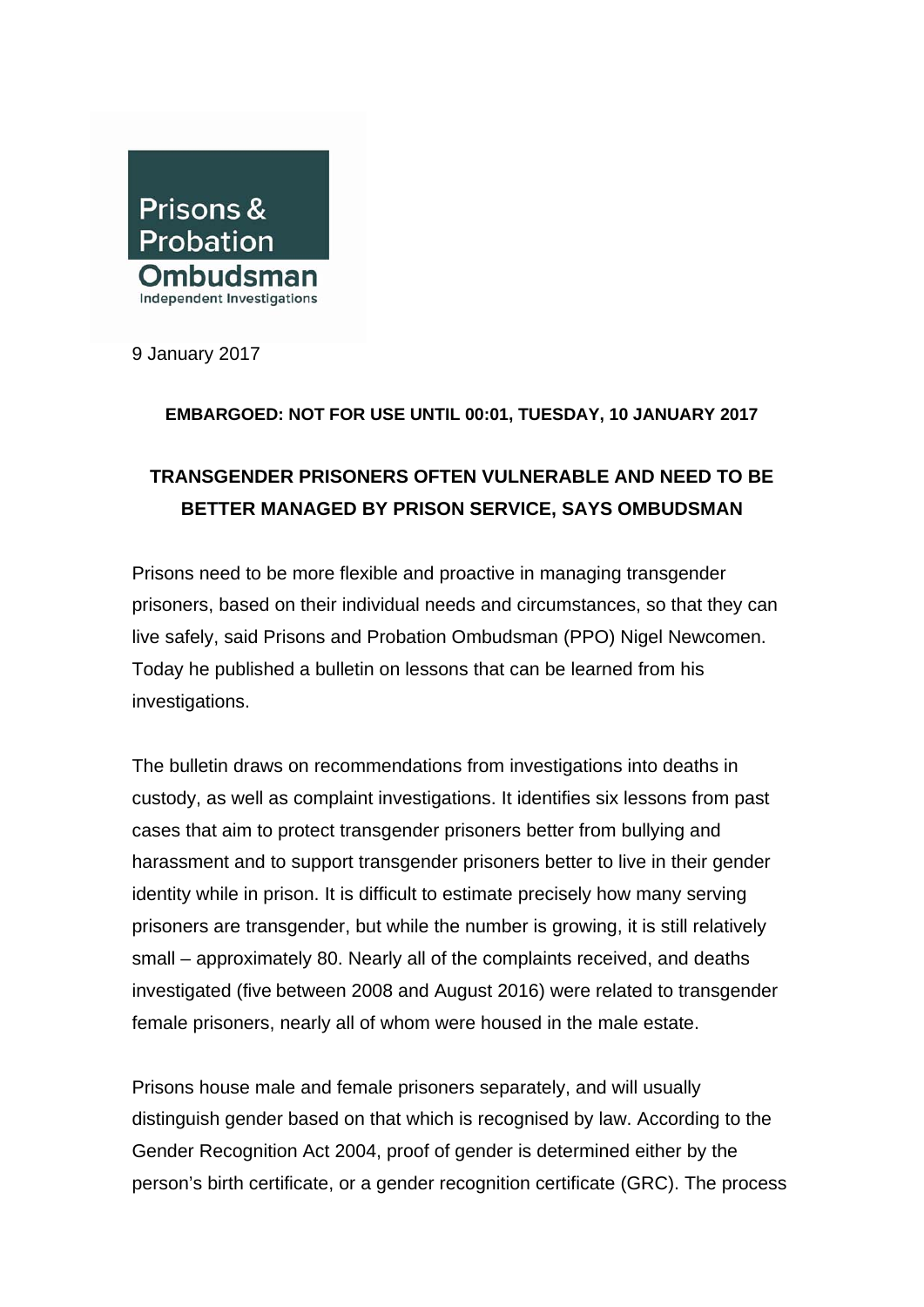Prisons & Probation Ombudsman
Independent Investigations

9 January 2017

**EMBARGOED: NOT FOR USE UNTIL 00:01, TUESDAY, 10 JANUARY 2017**

# TRANSGENDER PRISONERS OFTEN VULNERABLE AND NEED TO BE BETTER MANAGED BY PRISON SERVICE, SAYS OMBUDSMAN

Prisons need to be more flexible and proactive in managing transgender prisoners, based on their individual needs and circumstances, so that they can live safely, said Prisons and Probation Ombudsman (PPO) Nigel Newcomen. Today he published a bulletin on lessons that can be learned from his investigations.

The bulletin draws on recommendations from investigations into deaths in custody, as well as complaint investigations. It identifies six lessons from past cases that aim to protect transgender prisoners better from bullying and harassment and to support transgender prisoners better to live in their gender identity while in prison. It is difficult to estimate precisely how many serving prisoners are transgender, but while the number is growing, it is still relatively small – approximately 80. Nearly all of the complaints received, and deaths investigated (five between 2008 and August 2016) were related to transgender female prisoners, nearly all of whom were housed in the male estate.

Prisons house male and female prisoners separately, and will usually distinguish gender based on that which is recognised by law. According to the Gender Recognition Act 2004, proof of gender is determined either by the person's birth certificate, or a gender recognition certificate (GRC). The process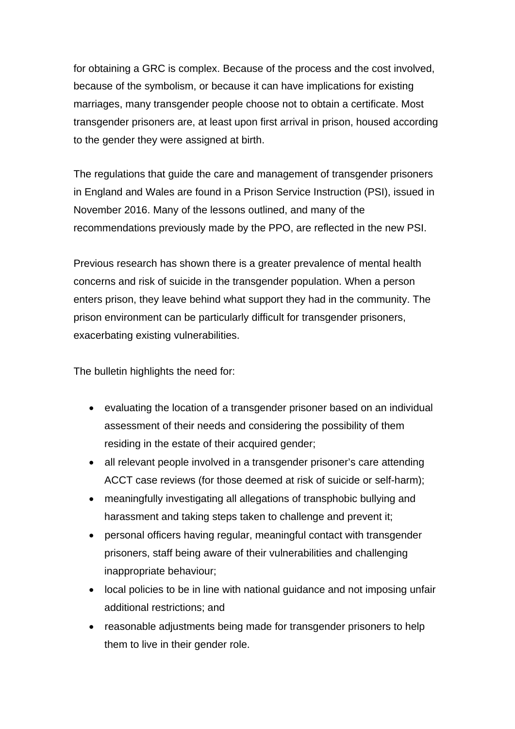for obtaining a GRC is complex. Because of the process and the cost involved, because of the symbolism, or because it can have implications for existing marriages, many transgender people choose not to obtain a certificate. Most transgender prisoners are, at least upon first arrival in prison, housed according to the gender they were assigned at birth.

The regulations that guide the care and management of transgender prisoners in England and Wales are found in a Prison Service Instruction (PSI), issued in November 2016. Many of the lessons outlined, and many of the recommendations previously made by the PPO, are reflected in the new PSI.

Previous research has shown there is a greater prevalence of mental health concerns and risk of suicide in the transgender population. When a person enters prison, they leave behind what support they had in the community. The prison environment can be particularly difficult for transgender prisoners, exacerbating existing vulnerabilities.

The bulletin highlights the need for:

- evaluating the location of a transgender prisoner based on an individual assessment of their needs and considering the possibility of them residing in the estate of their acquired gender;
- all relevant people involved in a transgender prisoner's care attending ACCT case reviews (for those deemed at risk of suicide or self-harm);
- meaningfully investigating all allegations of transphobic bullying and harassment and taking steps taken to challenge and prevent it;
- personal officers having regular, meaningful contact with transgender prisoners, staff being aware of their vulnerabilities and challenging inappropriate behaviour;
- local policies to be in line with national guidance and not imposing unfair additional restrictions; and
- reasonable adjustments being made for transgender prisoners to help them to live in their gender role.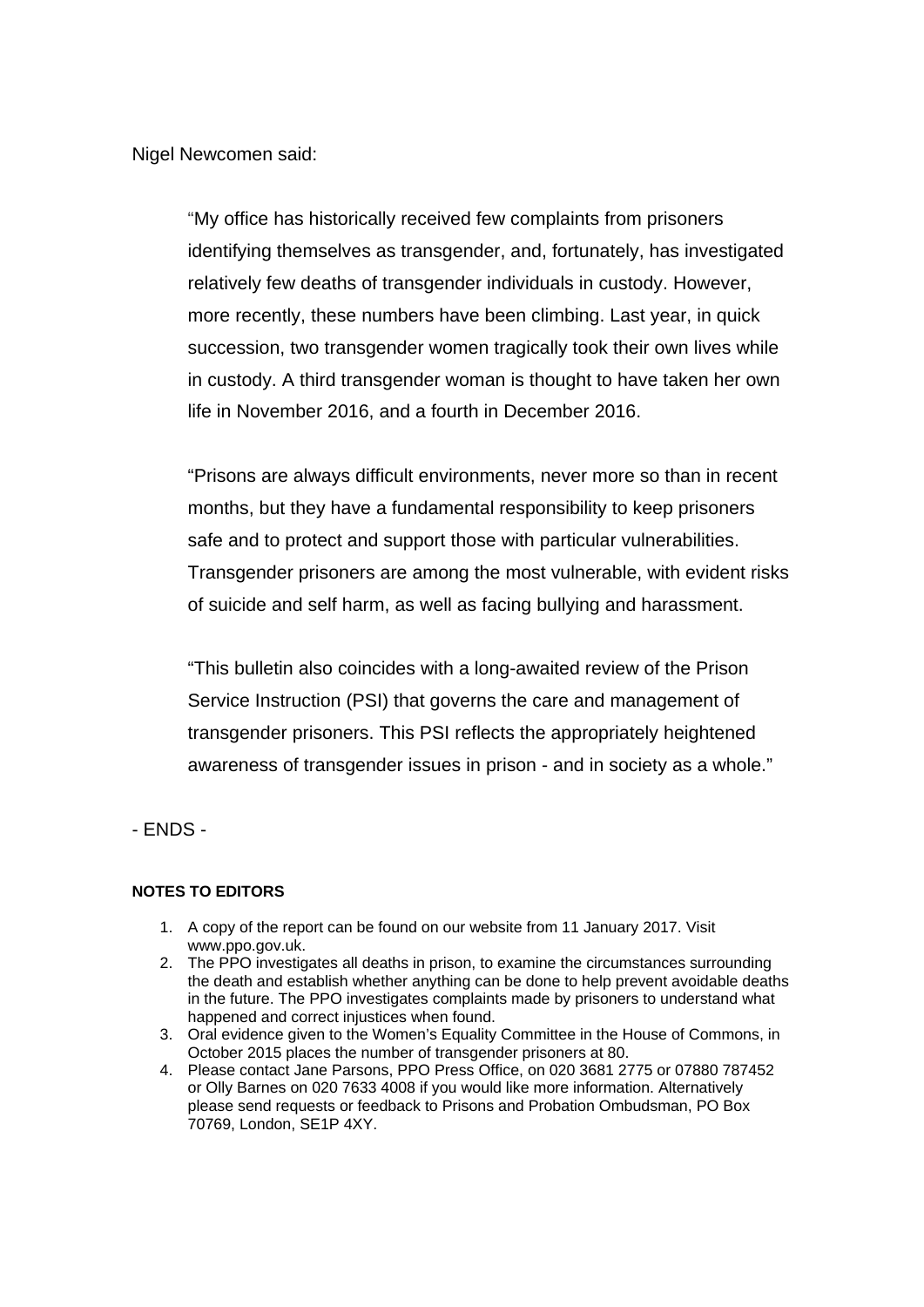Nigel Newcomen said:

> "My office has historically received few complaints from prisoners identifying themselves as transgender, and, fortunately, has investigated relatively few deaths of transgender individuals in custody. However, more recently, these numbers have been climbing. Last year, in quick succession, two transgender women tragically took their own lives while in custody. A third transgender woman is thought to have taken her own life in November 2016, and a fourth in December 2016.
>
> "Prisons are always difficult environments, never more so than in recent months, but they have a fundamental responsibility to keep prisoners safe and to protect and support those with particular vulnerabilities. Transgender prisoners are among the most vulnerable, with evident risks of suicide and self harm, as well as facing bullying and harassment.
>
> "This bulletin also coincides with a long-awaited review of the Prison Service Instruction (PSI) that governs the care and management of transgender prisoners. This PSI reflects the appropriately heightened awareness of transgender issues in prison - and in society as a whole."

- ENDS -

**NOTES TO EDITORS**

1. A copy of the report can be found on our website from 11 January 2017. Visit www.ppo.gov.uk.
2. The PPO investigates all deaths in prison, to examine the circumstances surrounding the death and establish whether anything can be done to help prevent avoidable deaths in the future. The PPO investigates complaints made by prisoners to understand what happened and correct injustices when found.
3. Oral evidence given to the Women's Equality Committee in the House of Commons, in October 2015 places the number of transgender prisoners at 80.
4. Please contact Jane Parsons, PPO Press Office, on 020 3681 2775 or 07880 787452 or Olly Barnes on 020 7633 4008 if you would like more information. Alternatively please send requests or feedback to Prisons and Probation Ombudsman, PO Box 70769, London, SE1P 4XY.